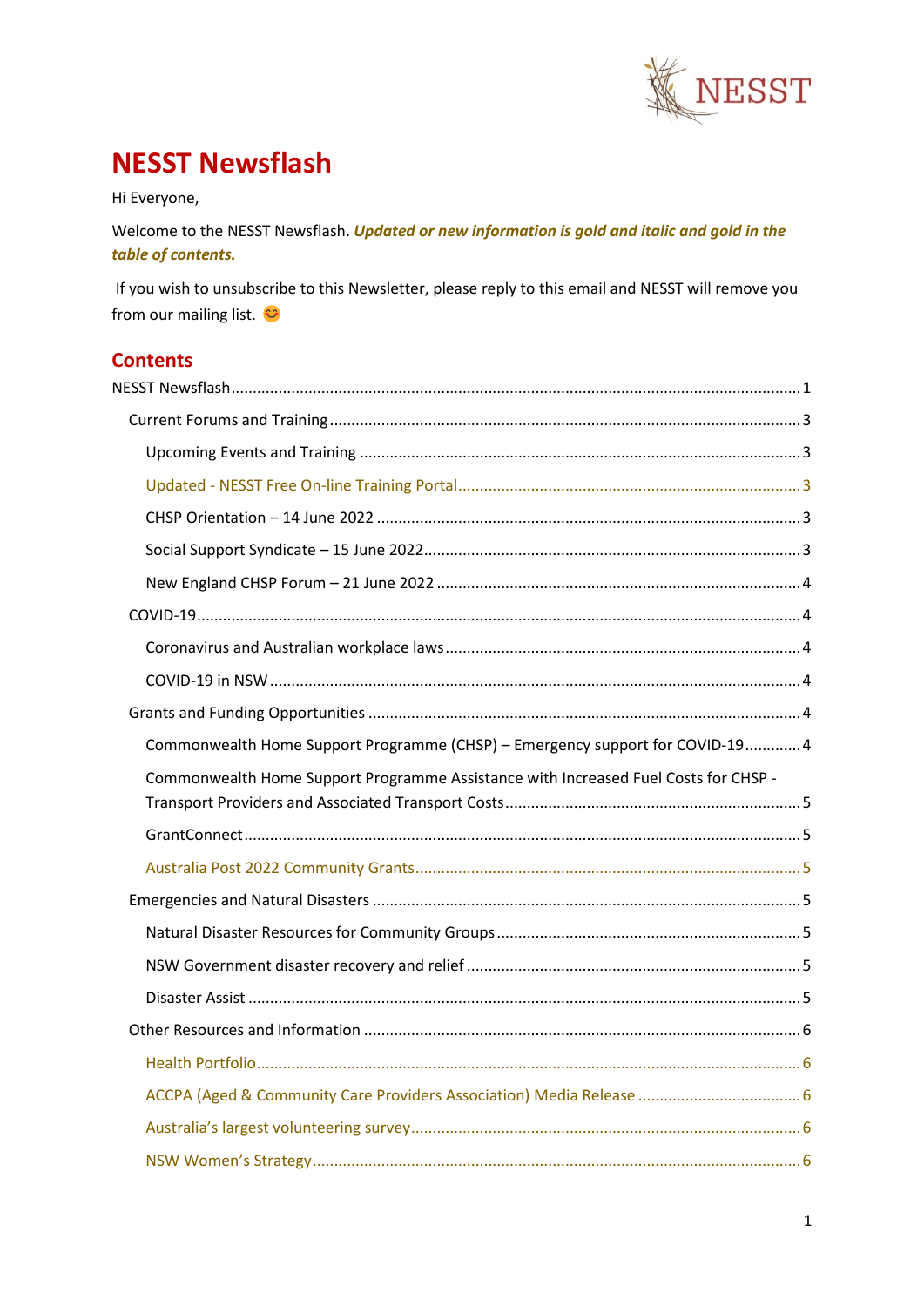# NESST Newsflash

Hi Everyone,

Welcome to the NESST Newsflash. ***Updated or new information is gold and italic and gold in the table of contents.***

If you wish to unsubscribe to this Newsletter, please reply to this email and NESST will remove you from our mailing list. 😊

## Contents

NESST Newsflash ..... 1

- Current Forums and Training ..... 3
  - Upcoming Events and Training ..... 3
  - Updated - NESST Free On-line Training Portal ..... 3
  - CHSP Orientation – 14 June 2022 ..... 3
  - Social Support Syndicate – 15 June 2022 ..... 3
  - New England CHSP Forum – 21 June 2022 ..... 4
- COVID-19 ..... 4
  - Coronavirus and Australian workplace laws ..... 4
  - COVID-19 in NSW ..... 4
- Grants and Funding Opportunities ..... 4
  - Commonwealth Home Support Programme (CHSP) – Emergency support for COVID-19 ..... 4
  - Commonwealth Home Support Programme Assistance with Increased Fuel Costs for CHSP - Transport Providers and Associated Transport Costs ..... 5
  - GrantConnect ..... 5
  - Australia Post 2022 Community Grants ..... 5
- Emergencies and Natural Disasters ..... 5
  - Natural Disaster Resources for Community Groups ..... 5
  - NSW Government disaster recovery and relief ..... 5
  - Disaster Assist ..... 5
- Other Resources and Information ..... 6
  - Health Portfolio ..... 6
  - ACCPA (Aged & Community Care Providers Association) Media Release ..... 6
  - Australia's largest volunteering survey ..... 6
  - NSW Women's Strategy ..... 6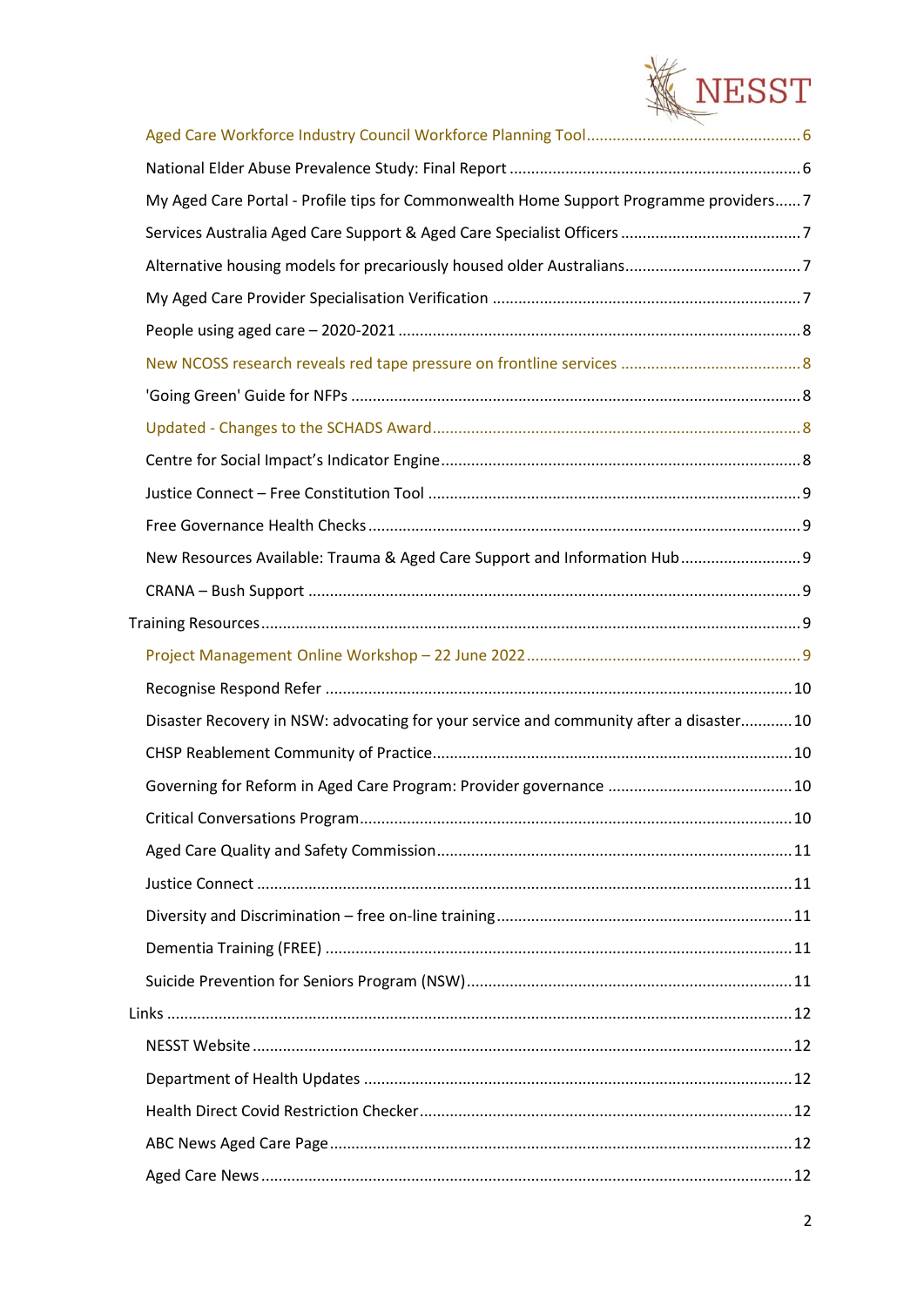Aged Care Workforce Industry Council Workforce Planning Tool.....6

National Elder Abuse Prevalence Study: Final Report.....6

My Aged Care Portal - Profile tips for Commonwealth Home Support Programme providers.....7

Services Australia Aged Care Support & Aged Care Specialist Officers.....7

Alternative housing models for precariously housed older Australians.....7

My Aged Care Provider Specialisation Verification.....7

People using aged care – 2020-2021.....8

New NCOSS research reveals red tape pressure on frontline services.....8

'Going Green' Guide for NFPs.....8

Updated - Changes to the SCHADS Award.....8

Centre for Social Impact's Indicator Engine.....8

Justice Connect – Free Constitution Tool.....9

Free Governance Health Checks.....9

New Resources Available: Trauma & Aged Care Support and Information Hub.....9

CRANA – Bush Support.....9

Training Resources.....9

Project Management Online Workshop – 22 June 2022.....9

Recognise Respond Refer.....10

Disaster Recovery in NSW: advocating for your service and community after a disaster.....10

CHSP Reablement Community of Practice.....10

Governing for Reform in Aged Care Program: Provider governance.....10

Critical Conversations Program.....10

Aged Care Quality and Safety Commission.....11

Justice Connect.....11

Diversity and Discrimination – free on-line training.....11

Dementia Training (FREE).....11

Suicide Prevention for Seniors Program (NSW).....11

Links.....12

NESST Website.....12

Department of Health Updates.....12

Health Direct Covid Restriction Checker.....12

ABC News Aged Care Page.....12

Aged Care News.....12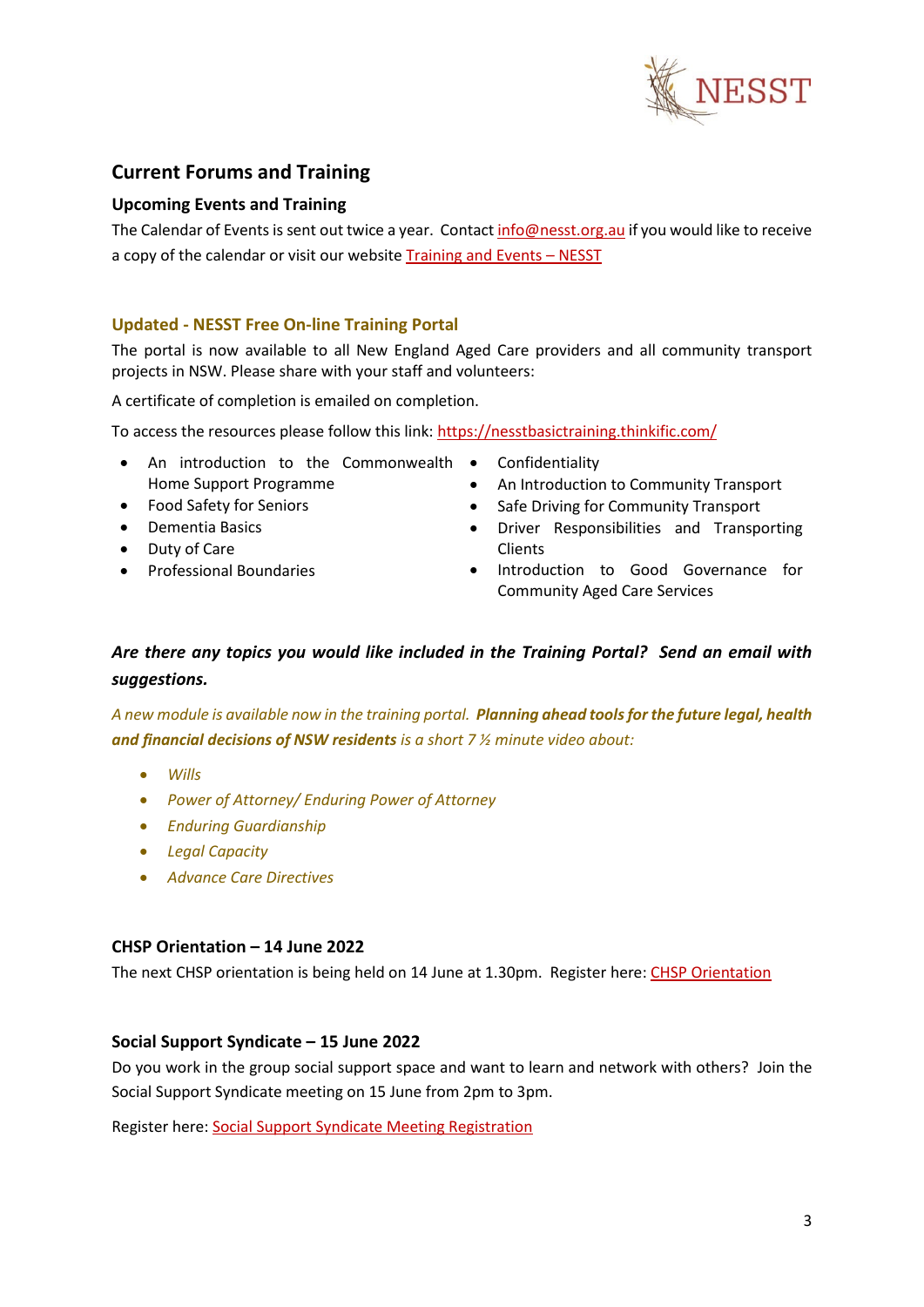## Current Forums and Training

### Upcoming Events and Training

The Calendar of Events is sent out twice a year. Contact info@nesst.org.au if you would like to receive a copy of the calendar or visit our website Training and Events – NESST

### Updated - NESST Free On-line Training Portal

The portal is now available to all New England Aged Care providers and all community transport projects in NSW. Please share with your staff and volunteers:

A certificate of completion is emailed on completion.

To access the resources please follow this link: https://nesstbasictraining.thinkific.com/

- An introduction to the Commonwealth Home Support Programme
- Food Safety for Seniors
- Dementia Basics
- Duty of Care
- Professional Boundaries
- Confidentiality
- An Introduction to Community Transport
- Safe Driving for Community Transport
- Driver Responsibilities and Transporting Clients
- Introduction to Good Governance for Community Aged Care Services

***Are there any topics you would like included in the Training Portal? Send an email with suggestions.***

*A new module is available now in the training portal.* ***Planning ahead tools for the future legal, health and financial decisions of NSW residents*** *is a short 7 ½ minute video about:*

- *Wills*
- *Power of Attorney/ Enduring Power of Attorney*
- *Enduring Guardianship*
- *Legal Capacity*
- *Advance Care Directives*

### CHSP Orientation – 14 June 2022

The next CHSP orientation is being held on 14 June at 1.30pm. Register here: CHSP Orientation

### Social Support Syndicate – 15 June 2022

Do you work in the group social support space and want to learn and network with others? Join the Social Support Syndicate meeting on 15 June from 2pm to 3pm.

Register here: Social Support Syndicate Meeting Registration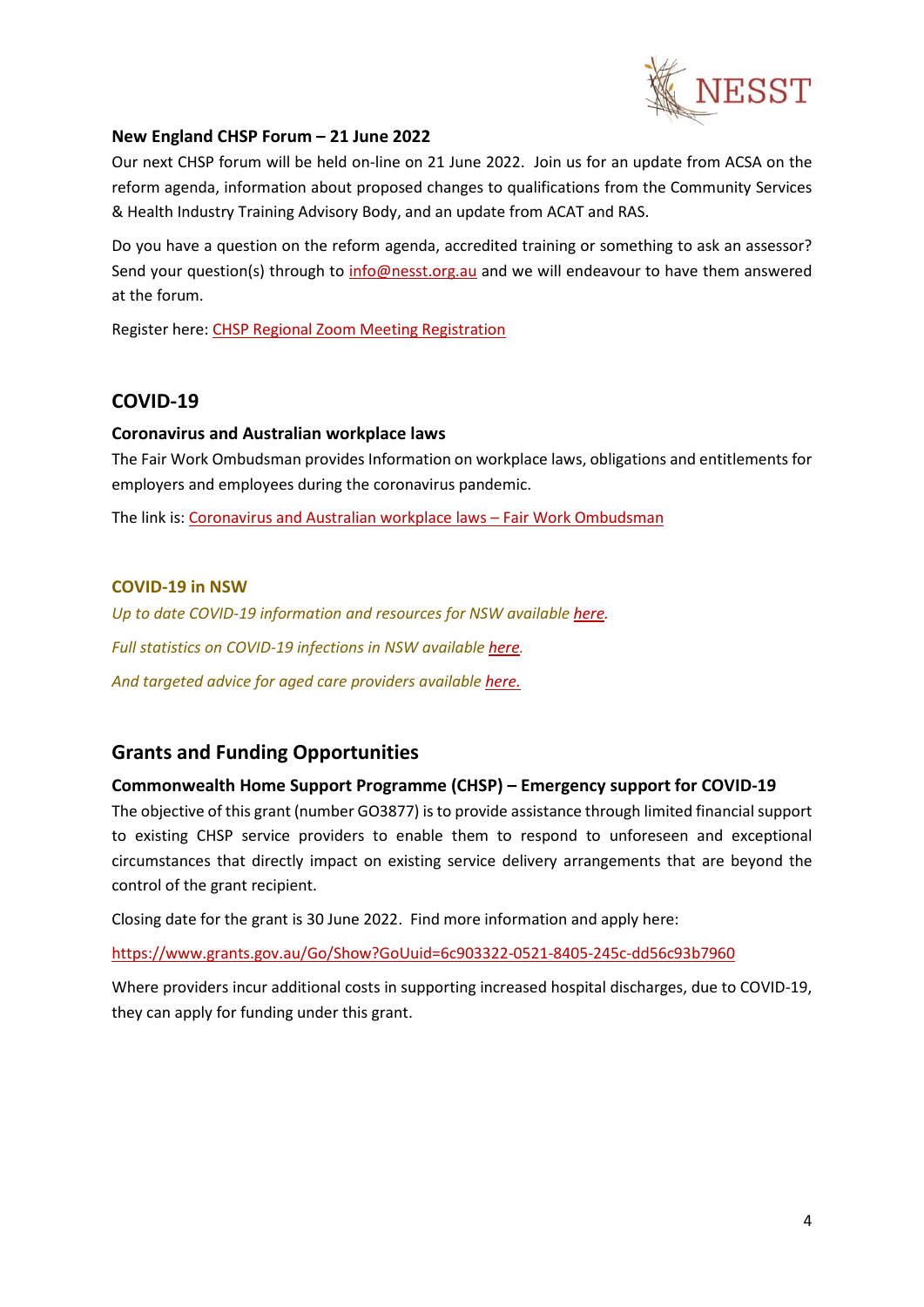### New England CHSP Forum – 21 June 2022

Our next CHSP forum will be held on-line on 21 June 2022. Join us for an update from ACSA on the reform agenda, information about proposed changes to qualifications from the Community Services & Health Industry Training Advisory Body, and an update from ACAT and RAS.

Do you have a question on the reform agenda, accredited training or something to ask an assessor? Send your question(s) through to info@nesst.org.au and we will endeavour to have them answered at the forum.

Register here: CHSP Regional Zoom Meeting Registration

## COVID-19

### Coronavirus and Australian workplace laws

The Fair Work Ombudsman provides Information on workplace laws, obligations and entitlements for employers and employees during the coronavirus pandemic.

The link is: Coronavirus and Australian workplace laws – Fair Work Ombudsman

### COVID-19 in NSW

*Up to date COVID-19 information and resources for NSW available here.*

*Full statistics on COVID-19 infections in NSW available here.*

*And targeted advice for aged care providers available here.*

## Grants and Funding Opportunities

### Commonwealth Home Support Programme (CHSP) – Emergency support for COVID-19

The objective of this grant (number GO3877) is to provide assistance through limited financial support to existing CHSP service providers to enable them to respond to unforeseen and exceptional circumstances that directly impact on existing service delivery arrangements that are beyond the control of the grant recipient.

Closing date for the grant is 30 June 2022. Find more information and apply here:

https://www.grants.gov.au/Go/Show?GoUuid=6c903322-0521-8405-245c-dd56c93b7960

Where providers incur additional costs in supporting increased hospital discharges, due to COVID-19, they can apply for funding under this grant.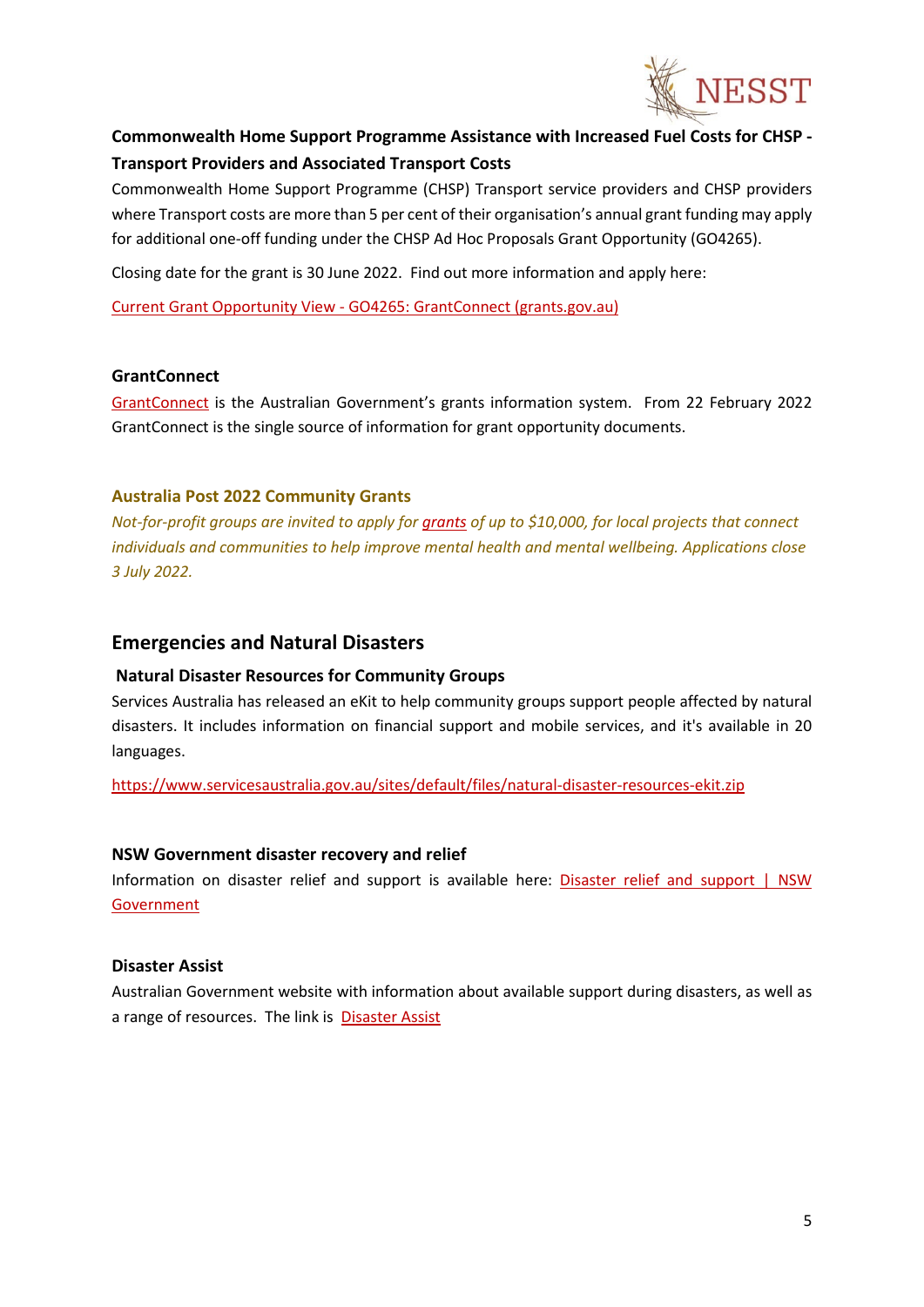### Commonwealth Home Support Programme Assistance with Increased Fuel Costs for CHSP - Transport Providers and Associated Transport Costs

Commonwealth Home Support Programme (CHSP) Transport service providers and CHSP providers where Transport costs are more than 5 per cent of their organisation's annual grant funding may apply for additional one-off funding under the CHSP Ad Hoc Proposals Grant Opportunity (GO4265).

Closing date for the grant is 30 June 2022. Find out more information and apply here:

Current Grant Opportunity View - GO4265: GrantConnect (grants.gov.au)

### GrantConnect

GrantConnect is the Australian Government's grants information system. From 22 February 2022 GrantConnect is the single source of information for grant opportunity documents.

### Australia Post 2022 Community Grants

*Not-for-profit groups are invited to apply for grants of up to $10,000, for local projects that connect individuals and communities to help improve mental health and mental wellbeing. Applications close 3 July 2022.*

## Emergencies and Natural Disasters

### Natural Disaster Resources for Community Groups

Services Australia has released an eKit to help community groups support people affected by natural disasters. It includes information on financial support and mobile services, and it's available in 20 languages.

https://www.servicesaustralia.gov.au/sites/default/files/natural-disaster-resources-ekit.zip

### NSW Government disaster recovery and relief

Information on disaster relief and support is available here: Disaster relief and support | NSW Government

### Disaster Assist

Australian Government website with information about available support during disasters, as well as a range of resources. The link is Disaster Assist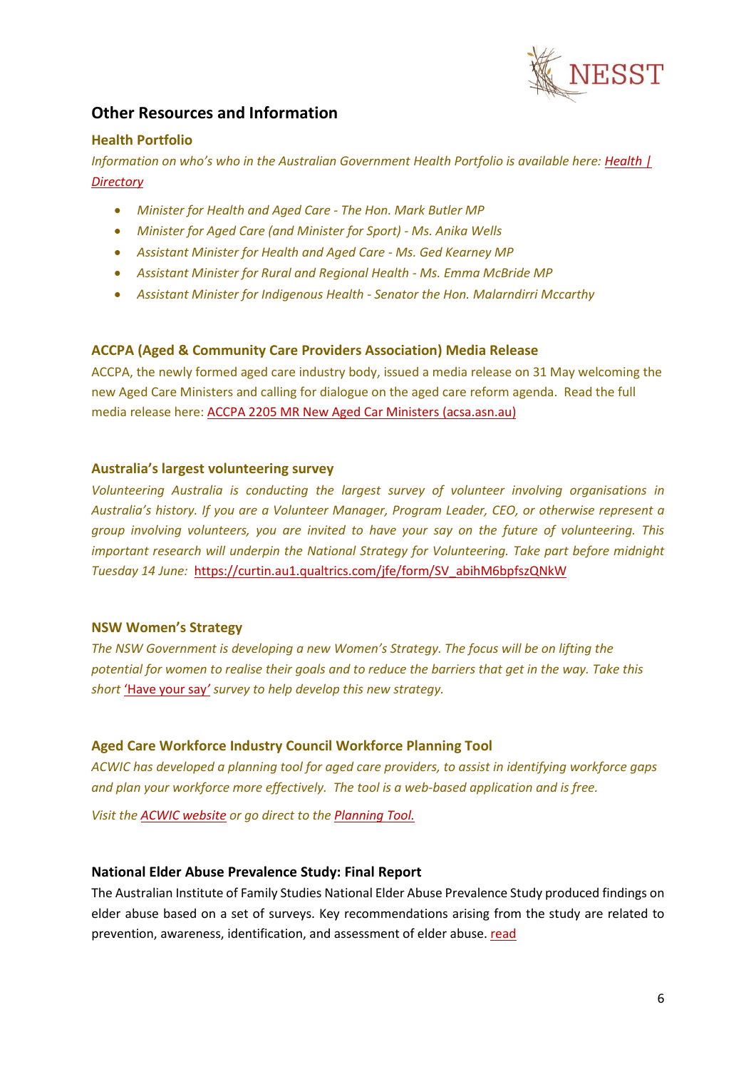## Other Resources and Information

### Health Portfolio

*Information on who's who in the Australian Government Health Portfolio is available here: Health | Directory*

- *Minister for Health and Aged Care - The Hon. Mark Butler MP*
- *Minister for Aged Care (and Minister for Sport) - Ms. Anika Wells*
- *Assistant Minister for Health and Aged Care - Ms. Ged Kearney MP*
- *Assistant Minister for Rural and Regional Health - Ms. Emma McBride MP*
- *Assistant Minister for Indigenous Health - Senator the Hon. Malarndirri Mccarthy*

### ACCPA (Aged & Community Care Providers Association) Media Release

ACCPA, the newly formed aged care industry body, issued a media release on 31 May welcoming the new Aged Care Ministers and calling for dialogue on the aged care reform agenda. Read the full media release here: ACCPA 2205 MR New Aged Car Ministers (acsa.asn.au)

### Australia's largest volunteering survey

*Volunteering Australia is conducting the largest survey of volunteer involving organisations in Australia's history. If you are a Volunteer Manager, Program Leader, CEO, or otherwise represent a group involving volunteers, you are invited to have your say on the future of volunteering. This important research will underpin the National Strategy for Volunteering. Take part before midnight Tuesday 14 June:* https://curtin.au1.qualtrics.com/jfe/form/SV_abihM6bpfszQNkW

### NSW Women's Strategy

*The NSW Government is developing a new Women's Strategy. The focus will be on lifting the potential for women to realise their goals and to reduce the barriers that get in the way. Take this short 'Have your say' survey to help develop this new strategy.*

### Aged Care Workforce Industry Council Workforce Planning Tool

*ACWIC has developed a planning tool for aged care providers, to assist in identifying workforce gaps and plan your workforce more effectively. The tool is a web-based application and is free.*

*Visit the ACWIC website or go direct to the Planning Tool.*

### National Elder Abuse Prevalence Study: Final Report

The Australian Institute of Family Studies National Elder Abuse Prevalence Study produced findings on elder abuse based on a set of surveys. Key recommendations arising from the study are related to prevention, awareness, identification, and assessment of elder abuse. read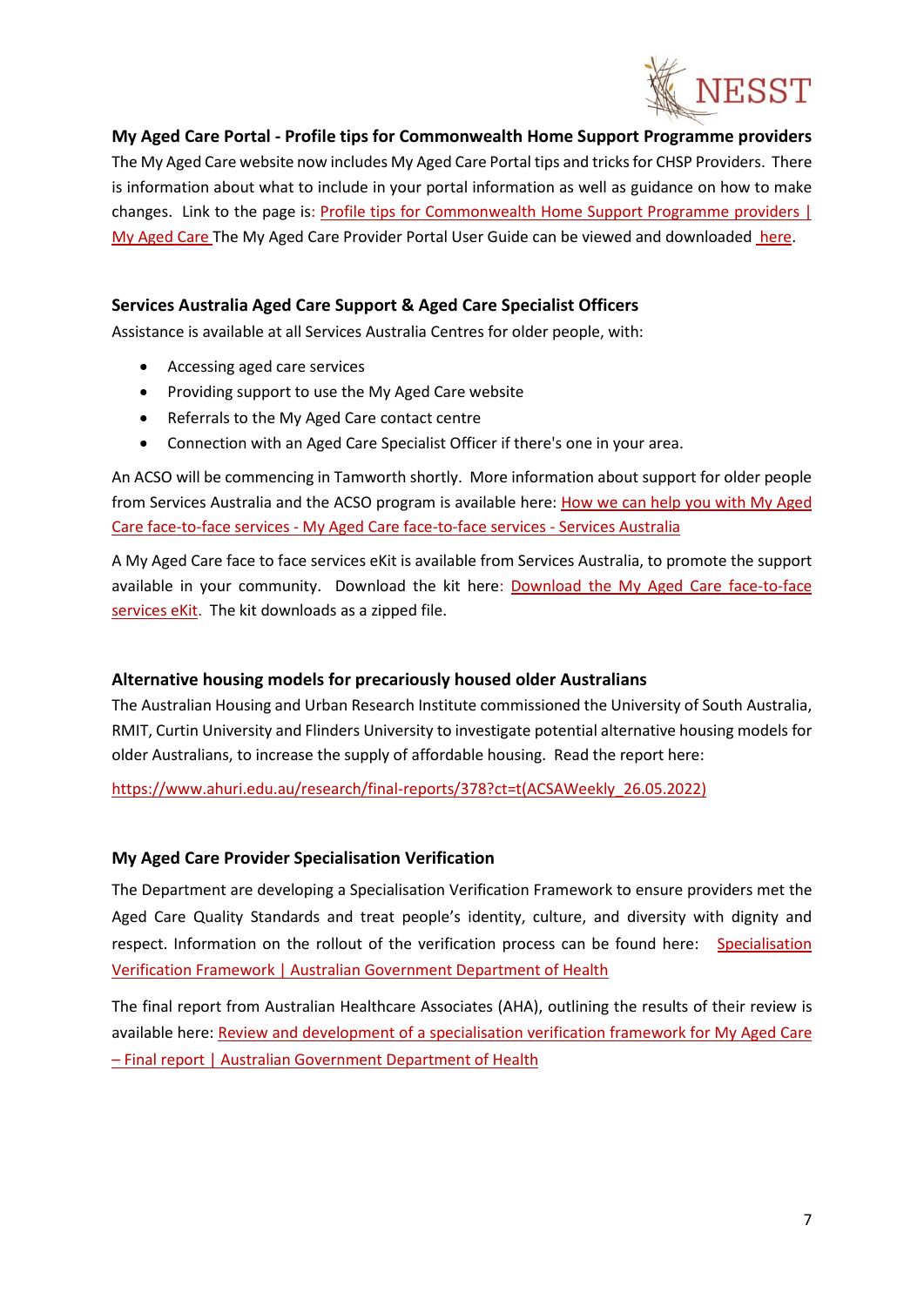### My Aged Care Portal - Profile tips for Commonwealth Home Support Programme providers

The My Aged Care website now includes My Aged Care Portal tips and tricks for CHSP Providers. There is information about what to include in your portal information as well as guidance on how to make changes. Link to the page is: Profile tips for Commonwealth Home Support Programme providers | My Aged Care The My Aged Care Provider Portal User Guide can be viewed and downloaded here.

### Services Australia Aged Care Support & Aged Care Specialist Officers

Assistance is available at all Services Australia Centres for older people, with:

- Accessing aged care services
- Providing support to use the My Aged Care website
- Referrals to the My Aged Care contact centre
- Connection with an Aged Care Specialist Officer if there's one in your area.

An ACSO will be commencing in Tamworth shortly. More information about support for older people from Services Australia and the ACSO program is available here: How we can help you with My Aged Care face-to-face services - My Aged Care face-to-face services - Services Australia

A My Aged Care face to face services eKit is available from Services Australia, to promote the support available in your community. Download the kit here: Download the My Aged Care face-to-face services eKit. The kit downloads as a zipped file.

### Alternative housing models for precariously housed older Australians

The Australian Housing and Urban Research Institute commissioned the University of South Australia, RMIT, Curtin University and Flinders University to investigate potential alternative housing models for older Australians, to increase the supply of affordable housing. Read the report here:

https://www.ahuri.edu.au/research/final-reports/378?ct=t(ACSAWeekly_26.05.2022)

### My Aged Care Provider Specialisation Verification

The Department are developing a Specialisation Verification Framework to ensure providers met the Aged Care Quality Standards and treat people's identity, culture, and diversity with dignity and respect. Information on the rollout of the verification process can be found here: Specialisation Verification Framework | Australian Government Department of Health

The final report from Australian Healthcare Associates (AHA), outlining the results of their review is available here: Review and development of a specialisation verification framework for My Aged Care – Final report | Australian Government Department of Health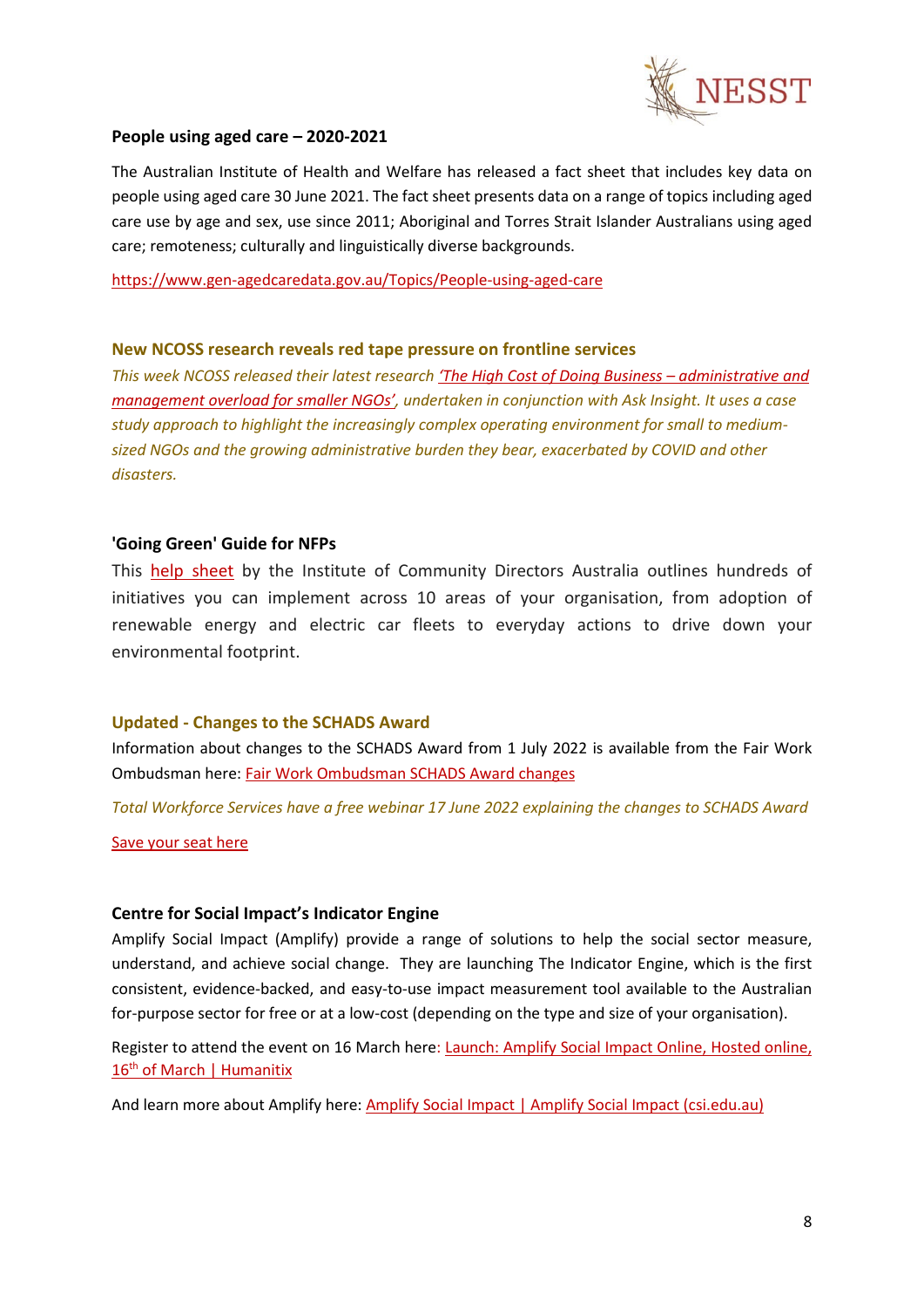### People using aged care – 2020-2021

The Australian Institute of Health and Welfare has released a fact sheet that includes key data on people using aged care 30 June 2021. The fact sheet presents data on a range of topics including aged care use by age and sex, use since 2011; Aboriginal and Torres Strait Islander Australians using aged care; remoteness; culturally and linguistically diverse backgrounds.

https://www.gen-agedcaredata.gov.au/Topics/People-using-aged-care

### New NCOSS research reveals red tape pressure on frontline services

*This week NCOSS released their latest research 'The High Cost of Doing Business – administrative and management overload for smaller NGOs', undertaken in conjunction with Ask Insight. It uses a case study approach to highlight the increasingly complex operating environment for small to medium-sized NGOs and the growing administrative burden they bear, exacerbated by COVID and other disasters.*

### 'Going Green' Guide for NFPs

This help sheet by the Institute of Community Directors Australia outlines hundreds of initiatives you can implement across 10 areas of your organisation, from adoption of renewable energy and electric car fleets to everyday actions to drive down your environmental footprint.

### Updated - Changes to the SCHADS Award

Information about changes to the SCHADS Award from 1 July 2022 is available from the Fair Work Ombudsman here: Fair Work Ombudsman SCHADS Award changes

*Total Workforce Services have a free webinar 17 June 2022 explaining the changes to SCHADS Award*

Save your seat here

### Centre for Social Impact's Indicator Engine

Amplify Social Impact (Amplify) provide a range of solutions to help the social sector measure, understand, and achieve social change. They are launching The Indicator Engine, which is the first consistent, evidence-backed, and easy-to-use impact measurement tool available to the Australian for-purpose sector for free or at a low-cost (depending on the type and size of your organisation).

Register to attend the event on 16 March here: Launch: Amplify Social Impact Online, Hosted online, 16th of March | Humanitix

And learn more about Amplify here: Amplify Social Impact | Amplify Social Impact (csi.edu.au)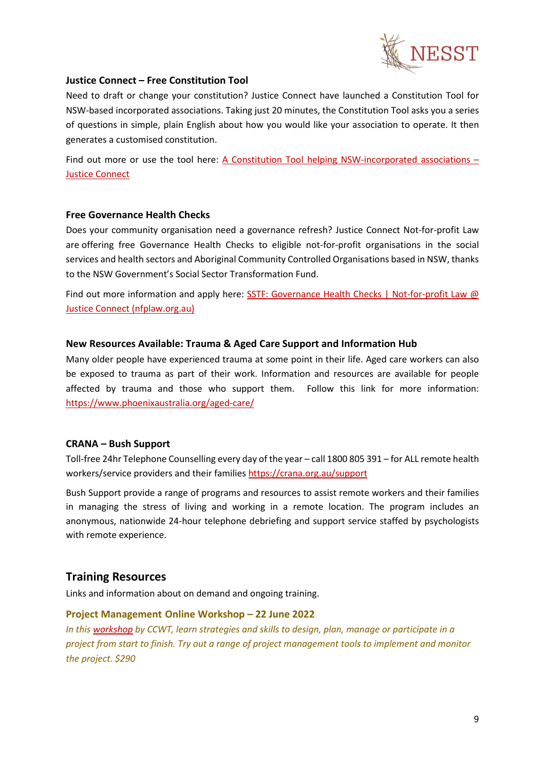**Justice Connect – Free Constitution Tool**

Need to draft or change your constitution? Justice Connect have launched a Constitution Tool for NSW-based incorporated associations. Taking just 20 minutes, the Constitution Tool asks you a series of questions in simple, plain English about how you would like your association to operate. It then generates a customised constitution.

Find out more or use the tool here: [A Constitution Tool helping NSW-incorporated associations – Justice Connect]()

**Free Governance Health Checks**

Does your community organisation need a governance refresh? Justice Connect Not-for-profit Law are offering free Governance Health Checks to eligible not-for-profit organisations in the social services and health sectors and Aboriginal Community Controlled Organisations based in NSW, thanks to the NSW Government's Social Sector Transformation Fund.

Find out more information and apply here: [SSTF: Governance Health Checks | Not-for-profit Law @ Justice Connect (nfplaw.org.au)]()

**New Resources Available: Trauma & Aged Care Support and Information Hub**

Many older people have experienced trauma at some point in their life. Aged care workers can also be exposed to trauma as part of their work. Information and resources are available for people affected by trauma and those who support them. Follow this link for more information: https://www.phoenixaustralia.org/aged-care/

**CRANA – Bush Support**

Toll-free 24hr Telephone Counselling every day of the year – call 1800 805 391 – for ALL remote health workers/service providers and their families https://crana.org.au/support

Bush Support provide a range of programs and resources to assist remote workers and their families in managing the stress of living and working in a remote location. The program includes an anonymous, nationwide 24-hour telephone debriefing and support service staffed by psychologists with remote experience.

## Training Resources

Links and information about on demand and ongoing training.

### Project Management Online Workshop – 22 June 2022

*In this [workshop]() by CCWT, learn strategies and skills to design, plan, manage or participate in a project from start to finish. Try out a range of project management tools to implement and monitor the project. $290*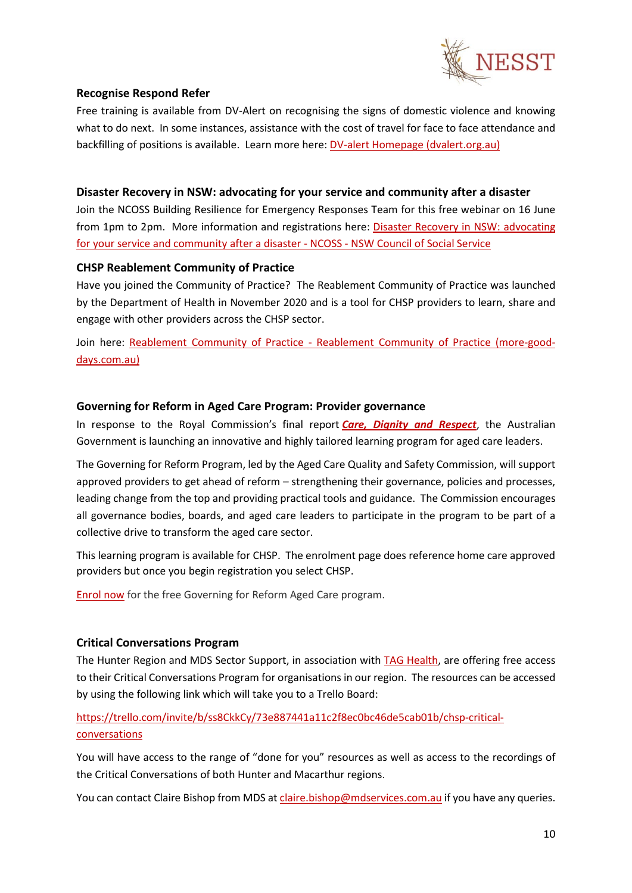### Recognise Respond Refer

Free training is available from DV-Alert on recognising the signs of domestic violence and knowing what to do next. In some instances, assistance with the cost of travel for face to face attendance and backfilling of positions is available. Learn more here: DV-alert Homepage (dvalert.org.au)

### Disaster Recovery in NSW: advocating for your service and community after a disaster

Join the NCOSS Building Resilience for Emergency Responses Team for this free webinar on 16 June from 1pm to 2pm. More information and registrations here: Disaster Recovery in NSW: advocating for your service and community after a disaster - NCOSS - NSW Council of Social Service

### CHSP Reablement Community of Practice

Have you joined the Community of Practice? The Reablement Community of Practice was launched by the Department of Health in November 2020 and is a tool for CHSP providers to learn, share and engage with other providers across the CHSP sector.

Join here: Reablement Community of Practice - Reablement Community of Practice (more-good-days.com.au)

### Governing for Reform in Aged Care Program: Provider governance

In response to the Royal Commission's final report ***Care, Dignity and Respect***, the Australian Government is launching an innovative and highly tailored learning program for aged care leaders.

The Governing for Reform Program, led by the Aged Care Quality and Safety Commission, will support approved providers to get ahead of reform – strengthening their governance, policies and processes, leading change from the top and providing practical tools and guidance. The Commission encourages all governance bodies, boards, and aged care leaders to participate in the program to be part of a collective drive to transform the aged care sector.

This learning program is available for CHSP. The enrolment page does reference home care approved providers but once you begin registration you select CHSP.

Enrol now for the free Governing for Reform Aged Care program.

### Critical Conversations Program

The Hunter Region and MDS Sector Support, in association with TAG Health, are offering free access to their Critical Conversations Program for organisations in our region. The resources can be accessed by using the following link which will take you to a Trello Board:

https://trello.com/invite/b/ss8CkkCy/73e887441a11c2f8ec0bc46de5cab01b/chsp-critical-conversations

You will have access to the range of "done for you" resources as well as access to the recordings of the Critical Conversations of both Hunter and Macarthur regions.

You can contact Claire Bishop from MDS at claire.bishop@mdservices.com.au if you have any queries.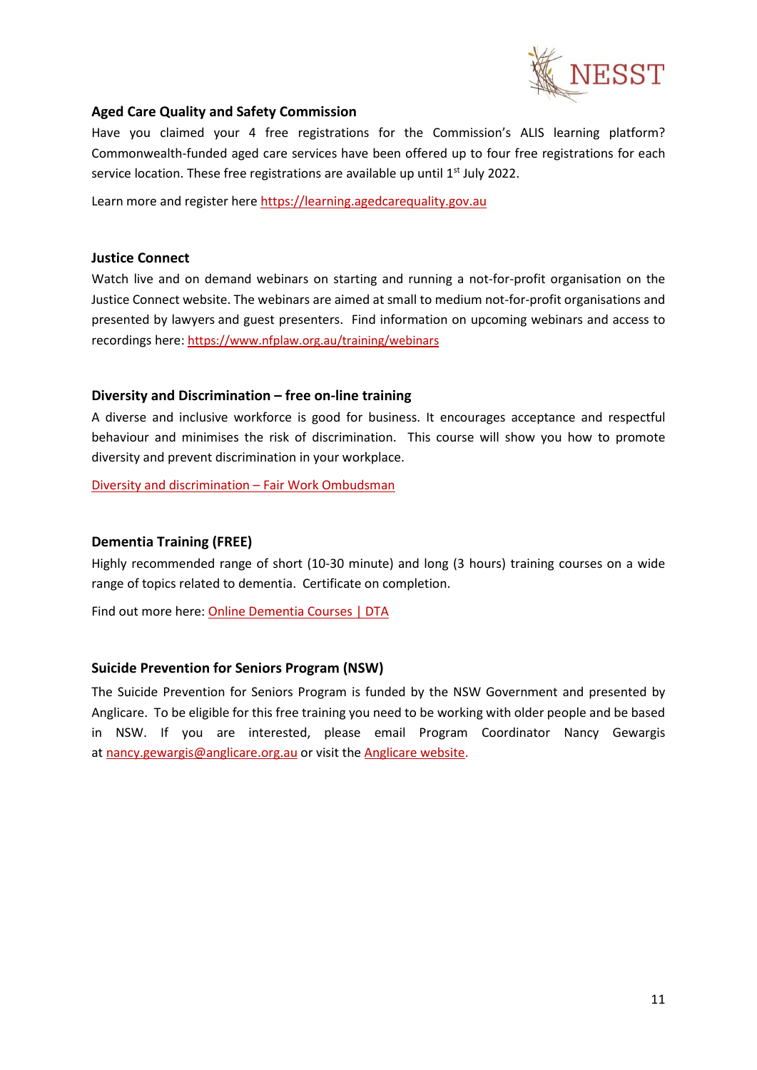### Aged Care Quality and Safety Commission

Have you claimed your 4 free registrations for the Commission's ALIS learning platform? Commonwealth-funded aged care services have been offered up to four free registrations for each service location. These free registrations are available up until 1st July 2022.

Learn more and register here https://learning.agedcarequality.gov.au

### Justice Connect

Watch live and on demand webinars on starting and running a not-for-profit organisation on the Justice Connect website. The webinars are aimed at small to medium not-for-profit organisations and presented by lawyers and guest presenters. Find information on upcoming webinars and access to recordings here: https://www.nfplaw.org.au/training/webinars

### Diversity and Discrimination – free on-line training

A diverse and inclusive workforce is good for business. It encourages acceptance and respectful behaviour and minimises the risk of discrimination. This course will show you how to promote diversity and prevent discrimination in your workplace.

Diversity and discrimination – Fair Work Ombudsman

### Dementia Training (FREE)

Highly recommended range of short (10-30 minute) and long (3 hours) training courses on a wide range of topics related to dementia. Certificate on completion.

Find out more here: Online Dementia Courses | DTA

### Suicide Prevention for Seniors Program (NSW)

The Suicide Prevention for Seniors Program is funded by the NSW Government and presented by Anglicare. To be eligible for this free training you need to be working with older people and be based in NSW. If you are interested, please email Program Coordinator Nancy Gewargis at nancy.gewargis@anglicare.org.au or visit the Anglicare website.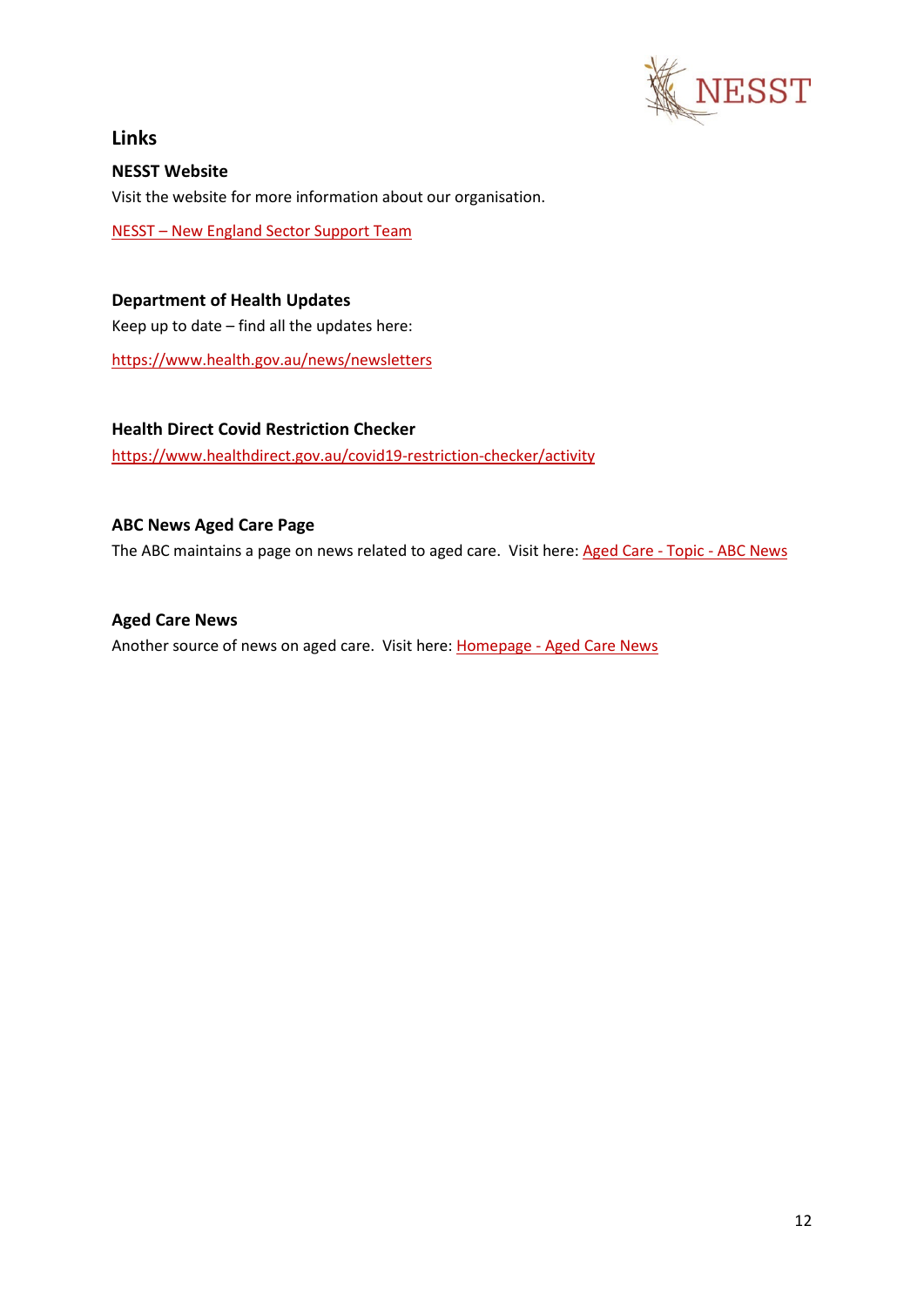## Links

### NESST Website

Visit the website for more information about our organisation.

NESST – New England Sector Support Team

### Department of Health Updates

Keep up to date – find all the updates here:

https://www.health.gov.au/news/newsletters

### Health Direct Covid Restriction Checker

https://www.healthdirect.gov.au/covid19-restriction-checker/activity

### ABC News Aged Care Page

The ABC maintains a page on news related to aged care. Visit here: Aged Care - Topic - ABC News

### Aged Care News

Another source of news on aged care. Visit here: Homepage - Aged Care News